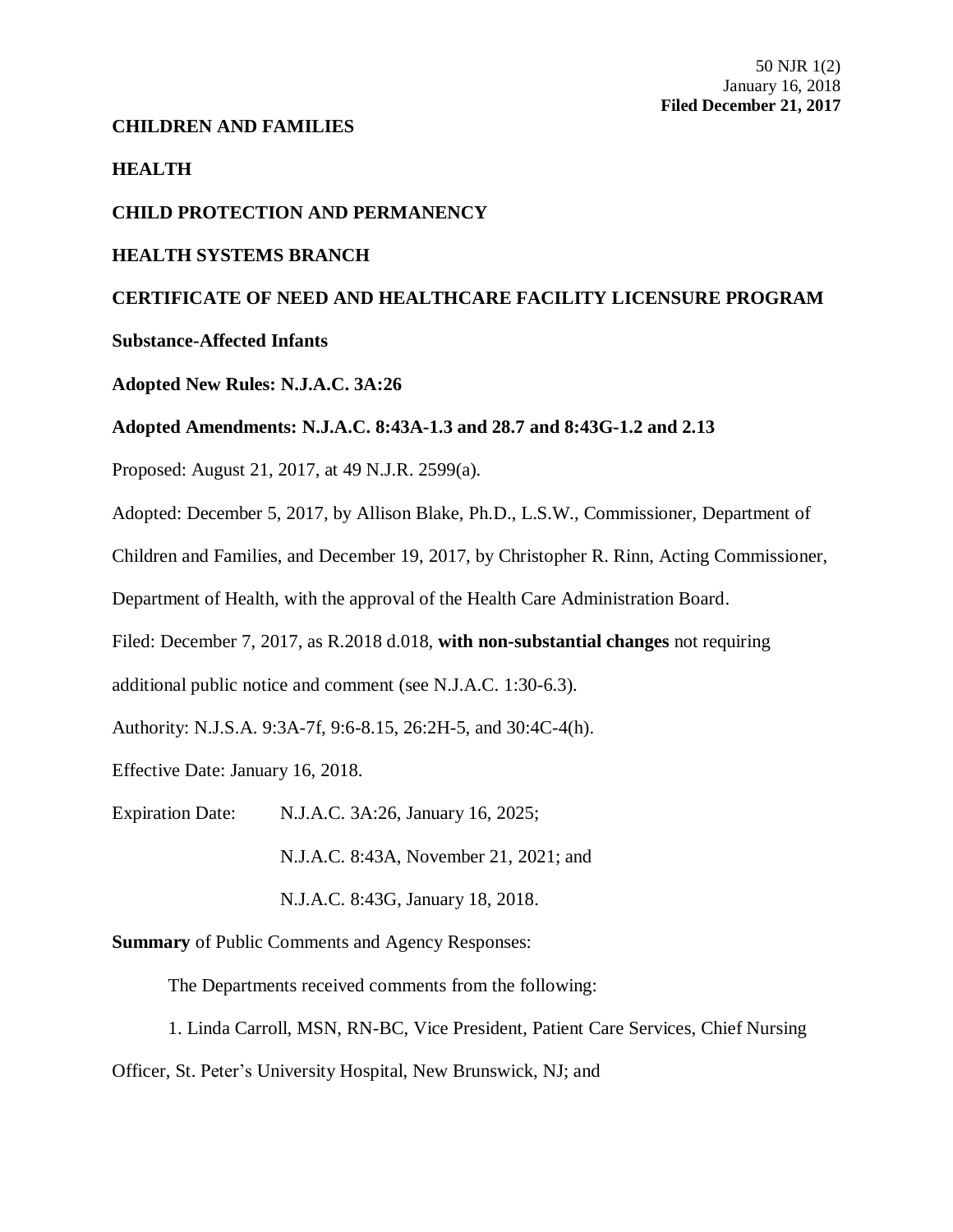50 NJR 1(2)
January 16, 2018
**Filed December 21, 2017**

**CHILDREN AND FAMILIES**

**HEALTH**

**CHILD PROTECTION AND PERMANENCY**

**HEALTH SYSTEMS BRANCH**

**CERTIFICATE OF NEED AND HEALTHCARE FACILITY LICENSURE PROGRAM**

**Substance-Affected Infants**

**Adopted New Rules: N.J.A.C. 3A:26**

**Adopted Amendments: N.J.A.C. 8:43A-1.3 and 28.7 and 8:43G-1.2 and 2.13**

Proposed: August 21, 2017, at 49 N.J.R. 2599(a).

Adopted: December 5, 2017, by Allison Blake, Ph.D., L.S.W., Commissioner, Department of Children and Families, and December 19, 2017, by Christopher R. Rinn, Acting Commissioner, Department of Health, with the approval of the Health Care Administration Board.

Filed: December 7, 2017, as R.2018 d.018, **with non-substantial changes** not requiring additional public notice and comment (see N.J.A.C. 1:30-6.3).

Authority: N.J.S.A. 9:3A-7f, 9:6-8.15, 26:2H-5, and 30:4C-4(h).

Effective Date: January 16, 2018.

Expiration Date: N.J.A.C. 3A:26, January 16, 2025;

N.J.A.C. 8:43A, November 21, 2021; and

N.J.A.C. 8:43G, January 18, 2018.

**Summary** of Public Comments and Agency Responses:

The Departments received comments from the following:

1. Linda Carroll, MSN, RN-BC, Vice President, Patient Care Services, Chief Nursing Officer, St. Peter's University Hospital, New Brunswick, NJ; and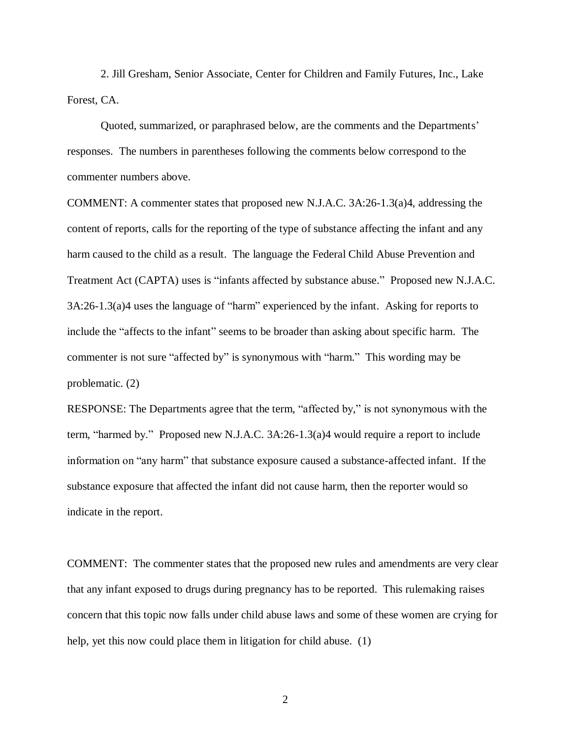2. Jill Gresham, Senior Associate, Center for Children and Family Futures, Inc., Lake Forest, CA.

Quoted, summarized, or paraphrased below, are the comments and the Departments' responses. The numbers in parentheses following the comments below correspond to the commenter numbers above.

COMMENT: A commenter states that proposed new N.J.A.C. 3A:26-1.3(a)4, addressing the content of reports, calls for the reporting of the type of substance affecting the infant and any harm caused to the child as a result. The language the Federal Child Abuse Prevention and Treatment Act (CAPTA) uses is "infants affected by substance abuse." Proposed new N.J.A.C. 3A:26-1.3(a)4 uses the language of "harm" experienced by the infant. Asking for reports to include the "affects to the infant" seems to be broader than asking about specific harm. The commenter is not sure "affected by" is synonymous with "harm." This wording may be problematic. (2)

RESPONSE: The Departments agree that the term, "affected by," is not synonymous with the term, "harmed by." Proposed new N.J.A.C. 3A:26-1.3(a)4 would require a report to include information on "any harm" that substance exposure caused a substance-affected infant. If the substance exposure that affected the infant did not cause harm, then the reporter would so indicate in the report.

COMMENT: The commenter states that the proposed new rules and amendments are very clear that any infant exposed to drugs during pregnancy has to be reported. This rulemaking raises concern that this topic now falls under child abuse laws and some of these women are crying for help, yet this now could place them in litigation for child abuse. (1)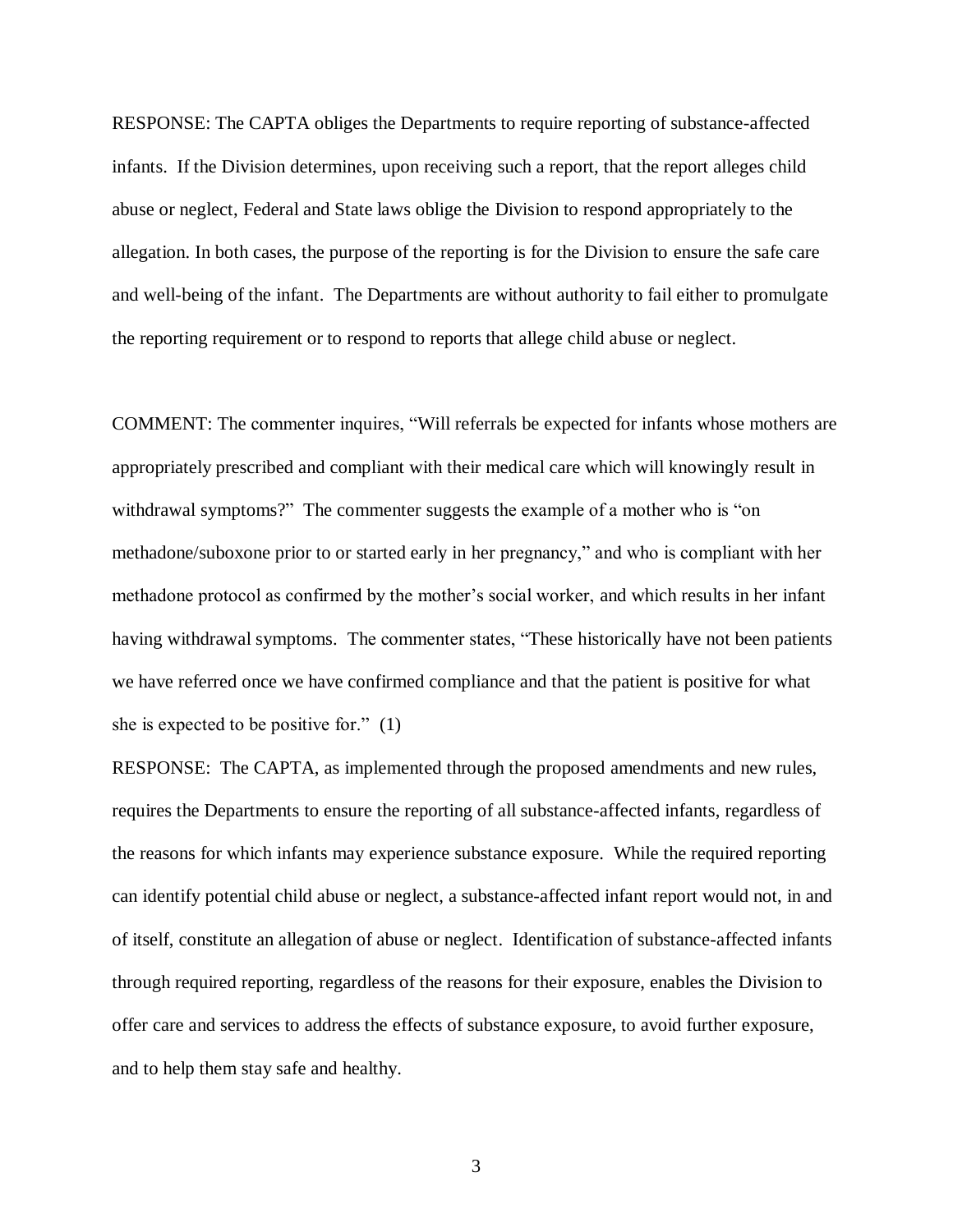RESPONSE: The CAPTA obliges the Departments to require reporting of substance-affected infants. If the Division determines, upon receiving such a report, that the report alleges child abuse or neglect, Federal and State laws oblige the Division to respond appropriately to the allegation. In both cases, the purpose of the reporting is for the Division to ensure the safe care and well-being of the infant. The Departments are without authority to fail either to promulgate the reporting requirement or to respond to reports that allege child abuse or neglect.

COMMENT: The commenter inquires, "Will referrals be expected for infants whose mothers are appropriately prescribed and compliant with their medical care which will knowingly result in withdrawal symptoms?" The commenter suggests the example of a mother who is "on methadone/suboxone prior to or started early in her pregnancy," and who is compliant with her methadone protocol as confirmed by the mother's social worker, and which results in her infant having withdrawal symptoms. The commenter states, "These historically have not been patients we have referred once we have confirmed compliance and that the patient is positive for what she is expected to be positive for." (1)

RESPONSE: The CAPTA, as implemented through the proposed amendments and new rules, requires the Departments to ensure the reporting of all substance-affected infants, regardless of the reasons for which infants may experience substance exposure. While the required reporting can identify potential child abuse or neglect, a substance-affected infant report would not, in and of itself, constitute an allegation of abuse or neglect. Identification of substance-affected infants through required reporting, regardless of the reasons for their exposure, enables the Division to offer care and services to address the effects of substance exposure, to avoid further exposure, and to help them stay safe and healthy.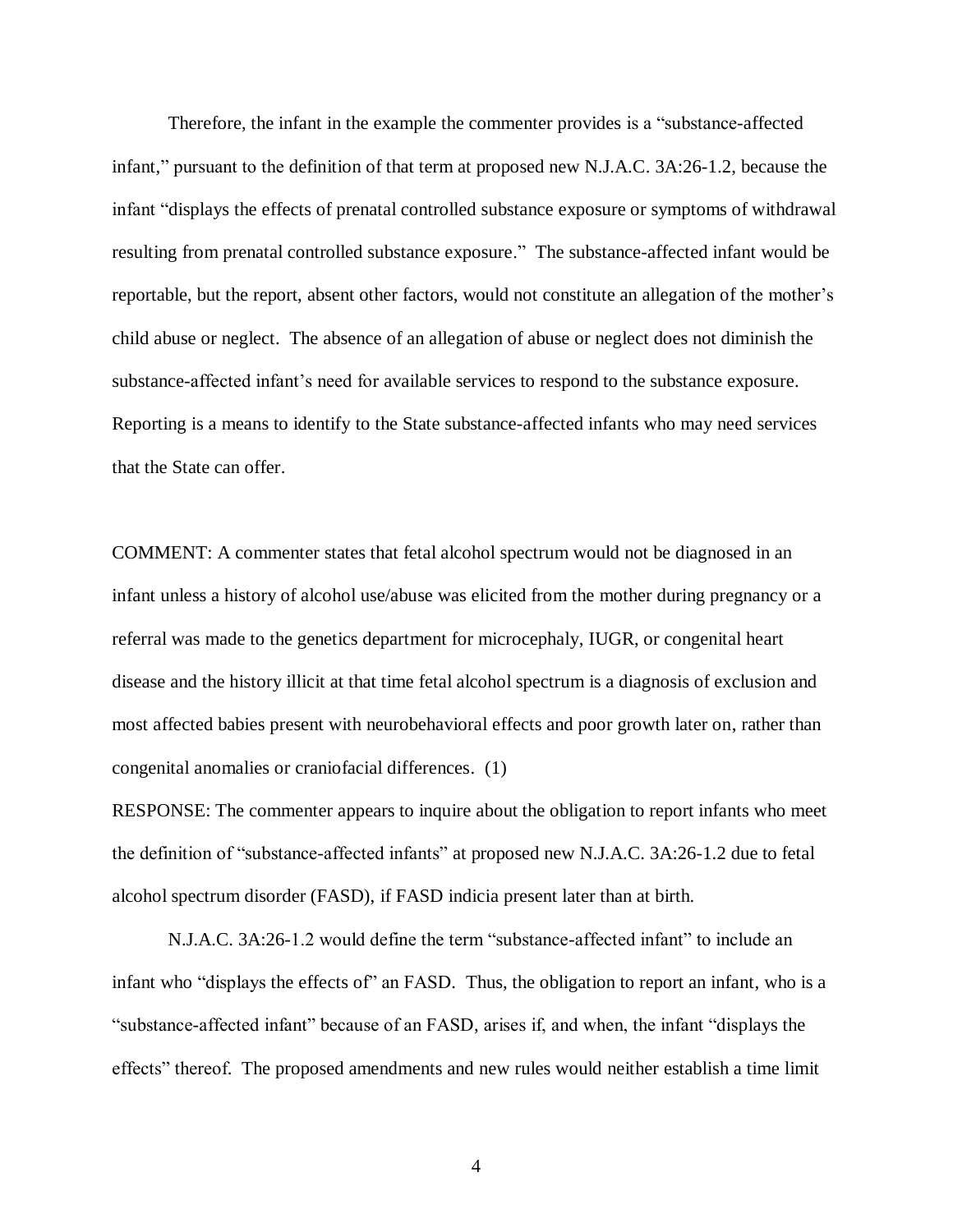Therefore, the infant in the example the commenter provides is a "substance-affected infant," pursuant to the definition of that term at proposed new N.J.A.C. 3A:26-1.2, because the infant "displays the effects of prenatal controlled substance exposure or symptoms of withdrawal resulting from prenatal controlled substance exposure." The substance-affected infant would be reportable, but the report, absent other factors, would not constitute an allegation of the mother's child abuse or neglect. The absence of an allegation of abuse or neglect does not diminish the substance-affected infant's need for available services to respond to the substance exposure. Reporting is a means to identify to the State substance-affected infants who may need services that the State can offer.

COMMENT: A commenter states that fetal alcohol spectrum would not be diagnosed in an infant unless a history of alcohol use/abuse was elicited from the mother during pregnancy or a referral was made to the genetics department for microcephaly, IUGR, or congenital heart disease and the history illicit at that time fetal alcohol spectrum is a diagnosis of exclusion and most affected babies present with neurobehavioral effects and poor growth later on, rather than congenital anomalies or craniofacial differences. (1)

RESPONSE: The commenter appears to inquire about the obligation to report infants who meet the definition of "substance-affected infants" at proposed new N.J.A.C. 3A:26-1.2 due to fetal alcohol spectrum disorder (FASD), if FASD indicia present later than at birth.

N.J.A.C. 3A:26-1.2 would define the term "substance-affected infant" to include an infant who "displays the effects of" an FASD. Thus, the obligation to report an infant, who is a "substance-affected infant" because of an FASD, arises if, and when, the infant "displays the effects" thereof. The proposed amendments and new rules would neither establish a time limit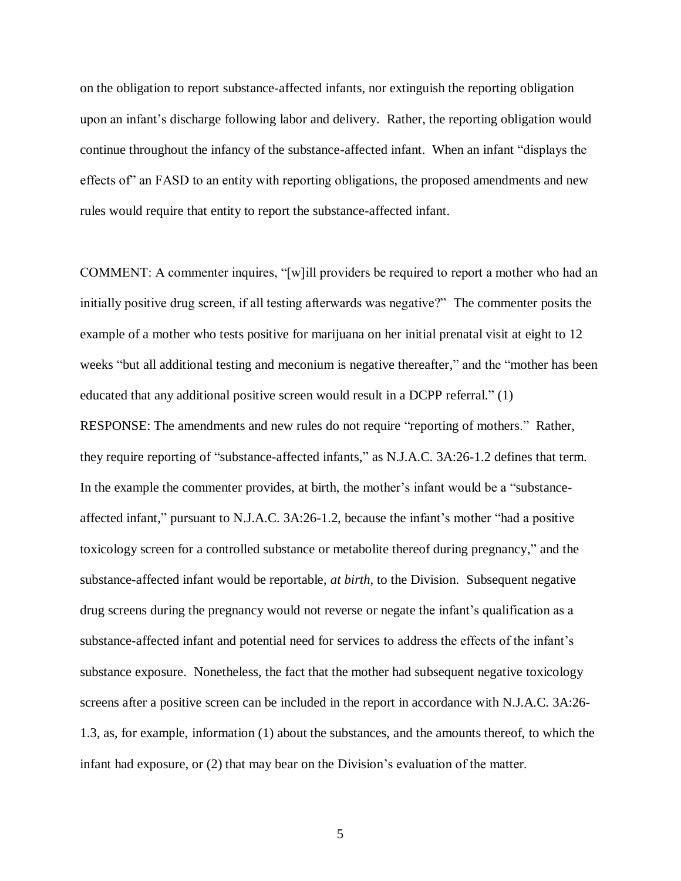on the obligation to report substance-affected infants, nor extinguish the reporting obligation upon an infant's discharge following labor and delivery. Rather, the reporting obligation would continue throughout the infancy of the substance-affected infant. When an infant "displays the effects of" an FASD to an entity with reporting obligations, the proposed amendments and new rules would require that entity to report the substance-affected infant.

COMMENT: A commenter inquires, "[w]ill providers be required to report a mother who had an initially positive drug screen, if all testing afterwards was negative?" The commenter posits the example of a mother who tests positive for marijuana on her initial prenatal visit at eight to 12 weeks "but all additional testing and meconium is negative thereafter," and the "mother has been educated that any additional positive screen would result in a DCPP referral." (1)

RESPONSE: The amendments and new rules do not require "reporting of mothers." Rather, they require reporting of "substance-affected infants," as N.J.A.C. 3A:26-1.2 defines that term. In the example the commenter provides, at birth, the mother's infant would be a "substance-affected infant," pursuant to N.J.A.C. 3A:26-1.2, because the infant's mother "had a positive toxicology screen for a controlled substance or metabolite thereof during pregnancy," and the substance-affected infant would be reportable, *at birth*, to the Division. Subsequent negative drug screens during the pregnancy would not reverse or negate the infant's qualification as a substance-affected infant and potential need for services to address the effects of the infant's substance exposure. Nonetheless, the fact that the mother had subsequent negative toxicology screens after a positive screen can be included in the report in accordance with N.J.A.C. 3A:26-1.3, as, for example, information (1) about the substances, and the amounts thereof, to which the infant had exposure, or (2) that may bear on the Division's evaluation of the matter.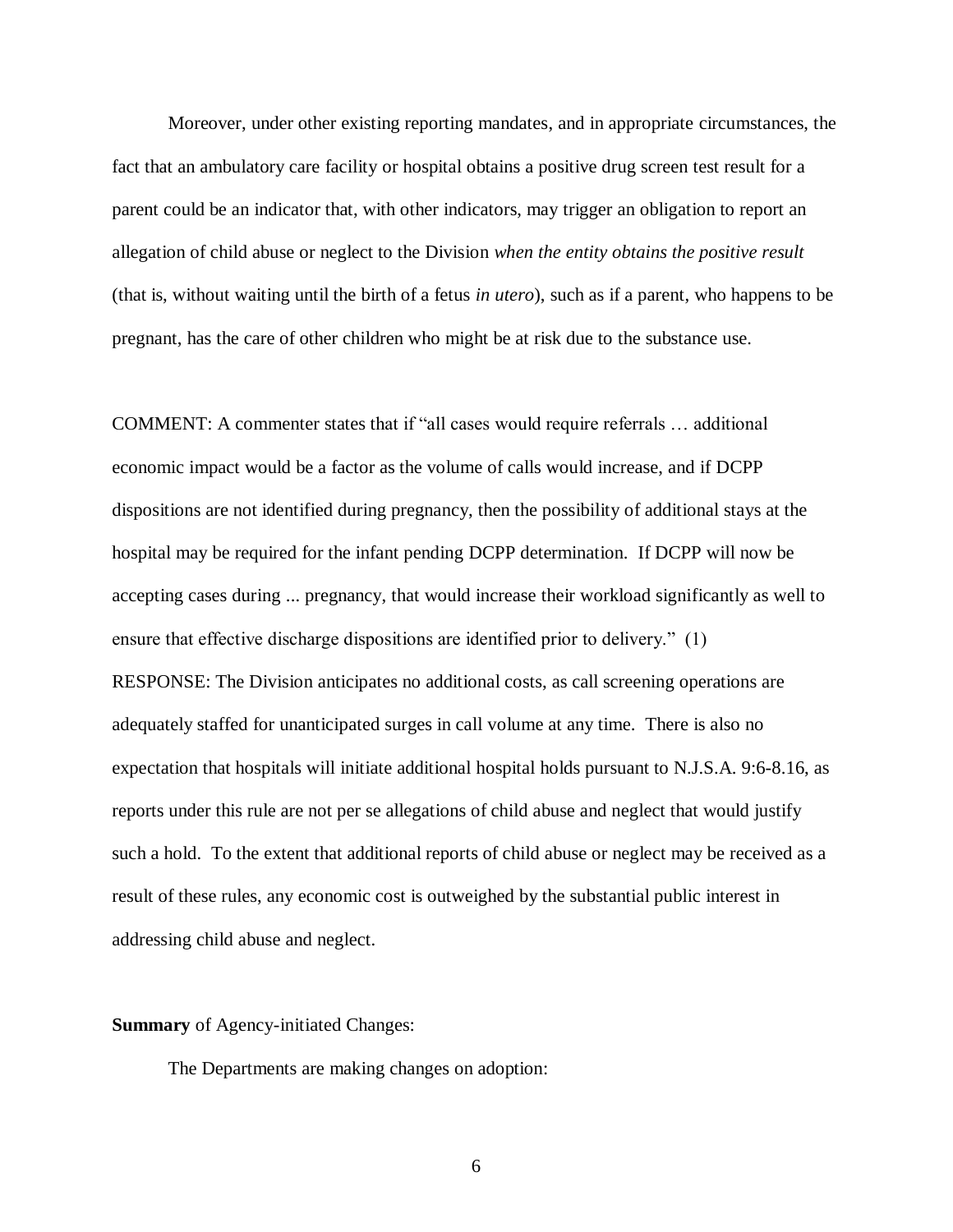Moreover, under other existing reporting mandates, and in appropriate circumstances, the fact that an ambulatory care facility or hospital obtains a positive drug screen test result for a parent could be an indicator that, with other indicators, may trigger an obligation to report an allegation of child abuse or neglect to the Division *when the entity obtains the positive result* (that is, without waiting until the birth of a fetus *in utero*), such as if a parent, who happens to be pregnant, has the care of other children who might be at risk due to the substance use.

COMMENT: A commenter states that if "all cases would require referrals … additional economic impact would be a factor as the volume of calls would increase, and if DCPP dispositions are not identified during pregnancy, then the possibility of additional stays at the hospital may be required for the infant pending DCPP determination. If DCPP will now be accepting cases during ... pregnancy, that would increase their workload significantly as well to ensure that effective discharge dispositions are identified prior to delivery." (1)

RESPONSE: The Division anticipates no additional costs, as call screening operations are adequately staffed for unanticipated surges in call volume at any time. There is also no expectation that hospitals will initiate additional hospital holds pursuant to N.J.S.A. 9:6-8.16, as reports under this rule are not per se allegations of child abuse and neglect that would justify such a hold. To the extent that additional reports of child abuse or neglect may be received as a result of these rules, any economic cost is outweighed by the substantial public interest in addressing child abuse and neglect.

**Summary** of Agency-initiated Changes:

The Departments are making changes on adoption: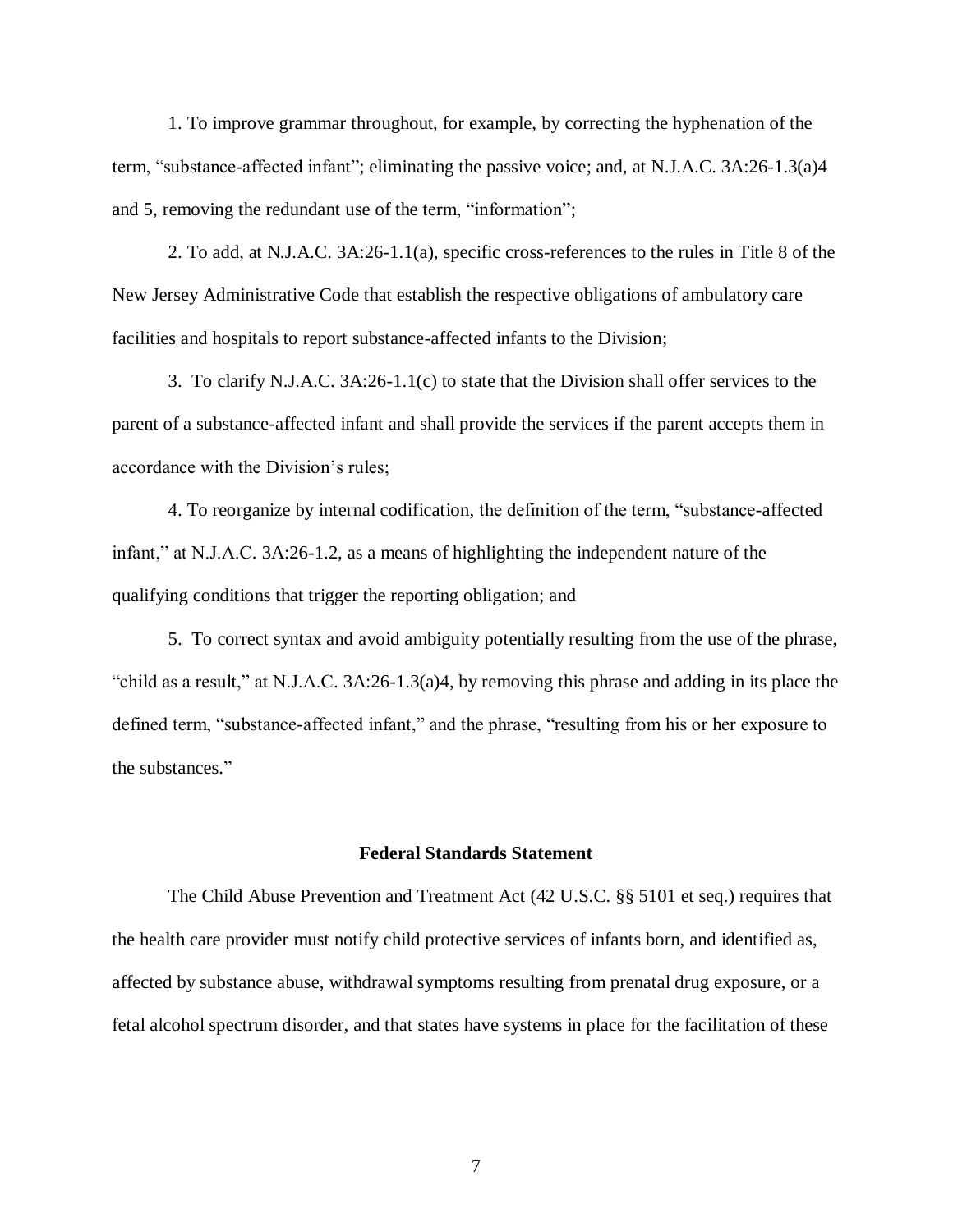1. To improve grammar throughout, for example, by correcting the hyphenation of the term, "substance-affected infant"; eliminating the passive voice; and, at N.J.A.C. 3A:26-1.3(a)4 and 5, removing the redundant use of the term, "information";

2. To add, at N.J.A.C. 3A:26-1.1(a), specific cross-references to the rules in Title 8 of the New Jersey Administrative Code that establish the respective obligations of ambulatory care facilities and hospitals to report substance-affected infants to the Division;

3. To clarify N.J.A.C. 3A:26-1.1(c) to state that the Division shall offer services to the parent of a substance-affected infant and shall provide the services if the parent accepts them in accordance with the Division's rules;

4. To reorganize by internal codification, the definition of the term, "substance-affected infant," at N.J.A.C. 3A:26-1.2, as a means of highlighting the independent nature of the qualifying conditions that trigger the reporting obligation; and

5. To correct syntax and avoid ambiguity potentially resulting from the use of the phrase, "child as a result," at N.J.A.C. 3A:26-1.3(a)4, by removing this phrase and adding in its place the defined term, "substance-affected infant," and the phrase, "resulting from his or her exposure to the substances."

**Federal Standards Statement**

The Child Abuse Prevention and Treatment Act (42 U.S.C. §§ 5101 et seq.) requires that the health care provider must notify child protective services of infants born, and identified as, affected by substance abuse, withdrawal symptoms resulting from prenatal drug exposure, or a fetal alcohol spectrum disorder, and that states have systems in place for the facilitation of these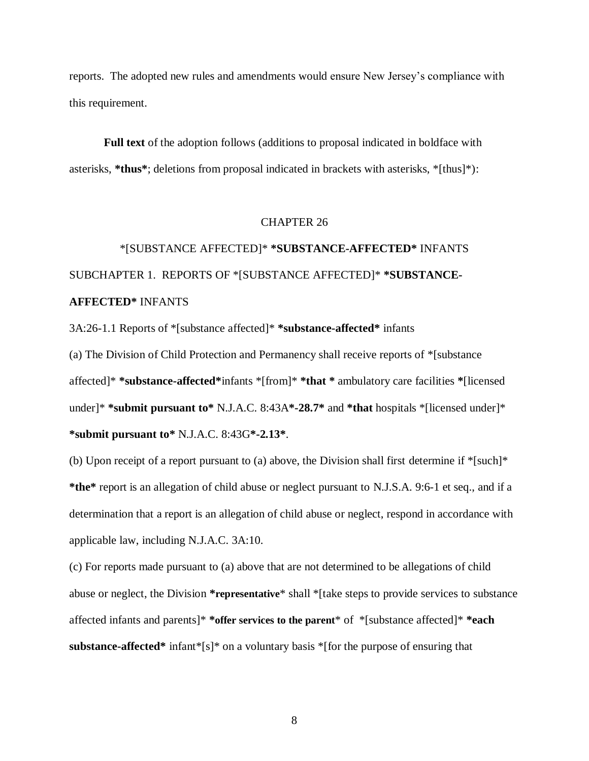reports. The adopted new rules and amendments would ensure New Jersey's compliance with this requirement.

**Full text** of the adoption follows (additions to proposal indicated in boldface with asterisks, ***thus***; deletions from proposal indicated in brackets with asterisks, *[thus]*):

CHAPTER 26

*[SUBSTANCE AFFECTED]* ***SUBSTANCE-AFFECTED*** INFANTS

SUBCHAPTER 1. REPORTS OF *[SUBSTANCE AFFECTED]* ***SUBSTANCE-AFFECTED*** INFANTS

3A:26-1.1 Reports of *[substance affected]* ***substance-affected*** infants

(a) The Division of Child Protection and Permanency shall receive reports of *[substance affected]* ***substance-affected***infants *[from]* ***that*** ambulatory care facilities *[licensed under]* ***submit pursuant to*** N.J.A.C. 8:43A***-28.7*** and ***that*** hospitals *[licensed under]* ***submit pursuant to*** N.J.A.C. 8:43G***-2.13***.

(b) Upon receipt of a report pursuant to (a) above, the Division shall first determine if *[such]* ***the*** report is an allegation of child abuse or neglect pursuant to N.J.S.A. 9:6-1 et seq., and if a determination that a report is an allegation of child abuse or neglect, respond in accordance with applicable law, including N.J.A.C. 3A:10.

(c) For reports made pursuant to (a) above that are not determined to be allegations of child abuse or neglect, the Division ***representative*** shall *[take steps to provide services to substance affected infants and parents]* ***offer services to the parent*** of *[substance affected]* ***each substance-affected*** infant*[s]* on a voluntary basis *[for the purpose of ensuring that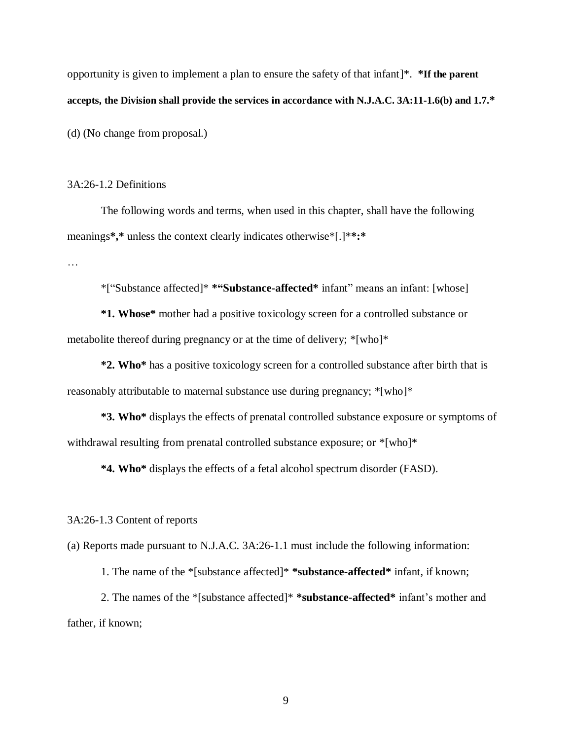opportunity is given to implement a plan to ensure the safety of that infant]*. **\*If the parent accepts, the Division shall provide the services in accordance with N.J.A.C. 3A:11-1.6(b) and 1.7.\***

(d) (No change from proposal.)

3A:26-1.2 Definitions

The following words and terms, when used in this chapter, shall have the following meanings**\*,\*** unless the context clearly indicates otherwise*[.]***\*:\***

…

*["Substance affected]* **\*"Substance-affected\*** infant" means an infant: [whose]

**\*1. Whose\*** mother had a positive toxicology screen for a controlled substance or metabolite thereof during pregnancy or at the time of delivery; *[who]*

**\*2. Who\*** has a positive toxicology screen for a controlled substance after birth that is reasonably attributable to maternal substance use during pregnancy; *[who]*

**\*3. Who\*** displays the effects of prenatal controlled substance exposure or symptoms of withdrawal resulting from prenatal controlled substance exposure; or *[who]*

**\*4. Who\*** displays the effects of a fetal alcohol spectrum disorder (FASD).

3A:26-1.3 Content of reports

(a) Reports made pursuant to N.J.A.C. 3A:26-1.1 must include the following information:

1. The name of the *[substance affected]* **\*substance-affected\*** infant, if known;

2. The names of the *[substance affected]* **\*substance-affected\*** infant's mother and father, if known;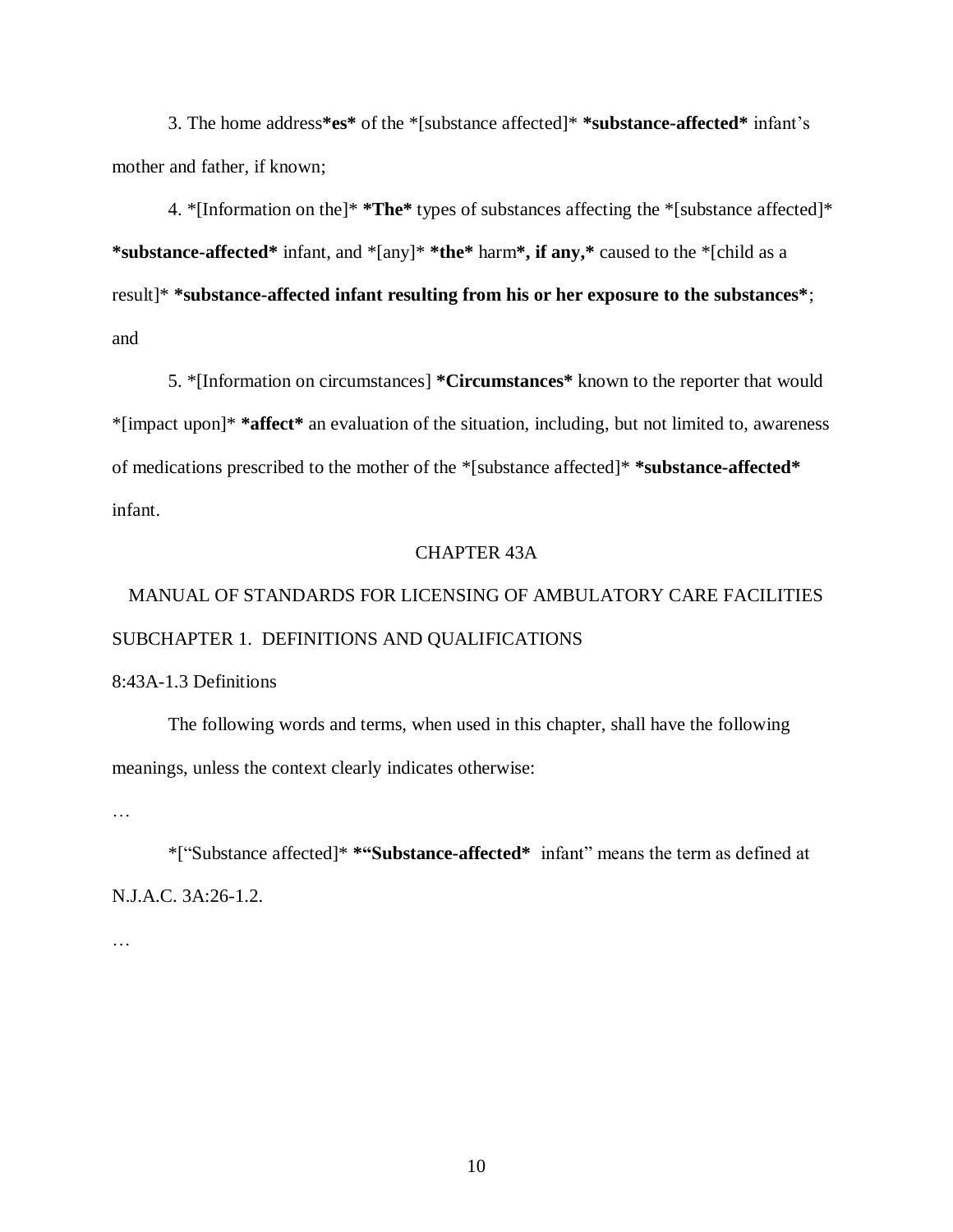3. The home address**\*es\*** of the \*[substance affected]\* **\*substance-affected\*** infant's mother and father, if known;

4. \*[Information on the]\* **\*The\*** types of substances affecting the \*[substance affected]\* **\*substance-affected\*** infant, and \*[any]\* **\*the\*** harm**\*, if any,\*** caused to the \*[child as a result]\* **\*substance-affected infant resulting from his or her exposure to the substances\***; and

5. \*[Information on circumstances] **\*Circumstances\*** known to the reporter that would \*[impact upon]\* **\*affect\*** an evaluation of the situation, including, but not limited to, awareness of medications prescribed to the mother of the \*[substance affected]\* **\*substance-affected\*** infant.

CHAPTER 43A

MANUAL OF STANDARDS FOR LICENSING OF AMBULATORY CARE FACILITIES

SUBCHAPTER 1. DEFINITIONS AND QUALIFICATIONS

8:43A-1.3 Definitions

The following words and terms, when used in this chapter, shall have the following meanings, unless the context clearly indicates otherwise:

…

\*["Substance affected]\* **\*"Substance-affected\*** infant" means the term as defined at N.J.A.C. 3A:26-1.2.

…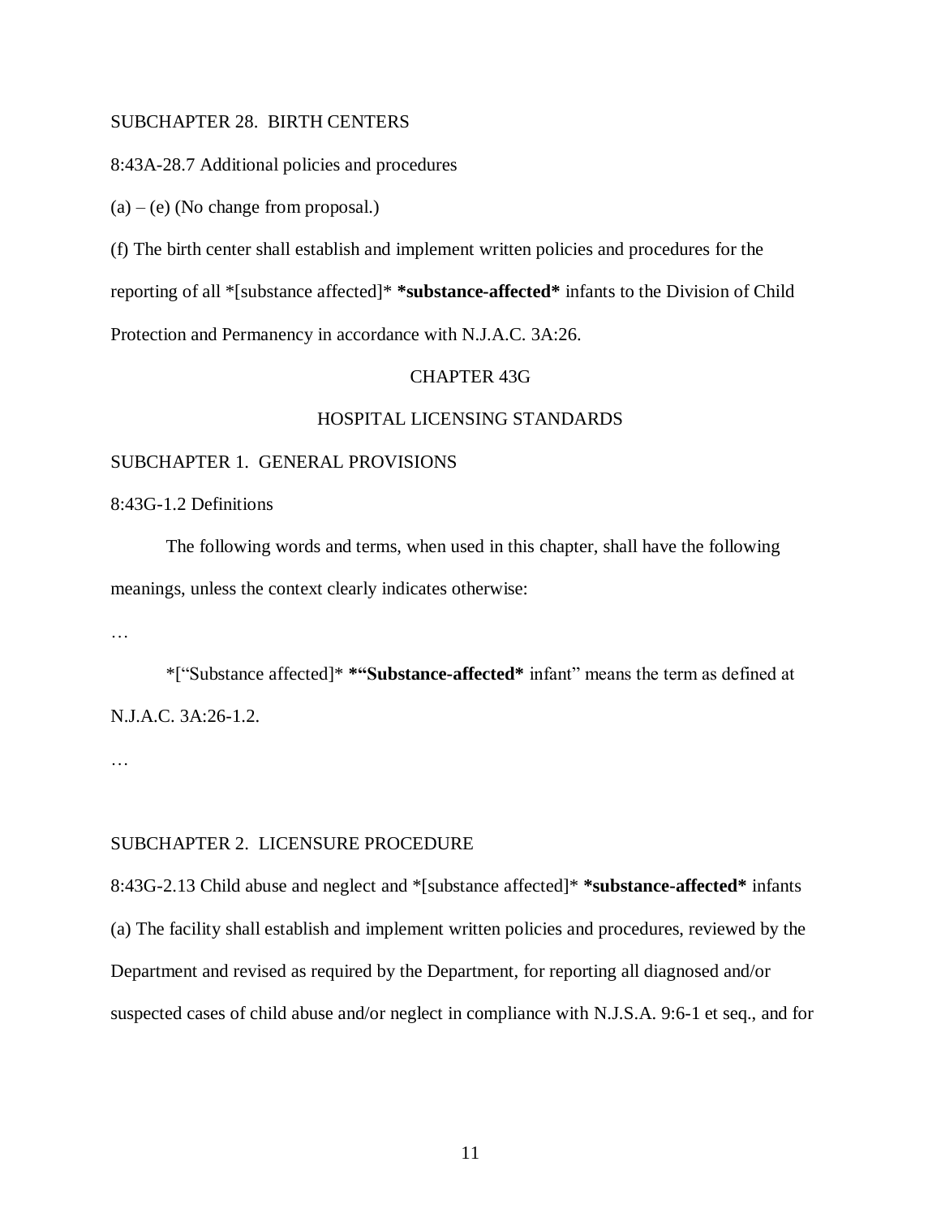SUBCHAPTER 28. BIRTH CENTERS

8:43A-28.7 Additional policies and procedures

(a) – (e) (No change from proposal.)

(f) The birth center shall establish and implement written policies and procedures for the reporting of all *[substance affected]* ***substance-affected*** infants to the Division of Child Protection and Permanency in accordance with N.J.A.C. 3A:26.

CHAPTER 43G

HOSPITAL LICENSING STANDARDS

SUBCHAPTER 1. GENERAL PROVISIONS

8:43G-1.2 Definitions

The following words and terms, when used in this chapter, shall have the following meanings, unless the context clearly indicates otherwise:

…

*["Substance affected]* ***"Substance-affected*** infant" means the term as defined at N.J.A.C. 3A:26-1.2.

…

SUBCHAPTER 2. LICENSURE PROCEDURE

8:43G-2.13 Child abuse and neglect and *[substance affected]* ***substance-affected*** infants

(a) The facility shall establish and implement written policies and procedures, reviewed by the Department and revised as required by the Department, for reporting all diagnosed and/or suspected cases of child abuse and/or neglect in compliance with N.J.S.A. 9:6-1 et seq., and for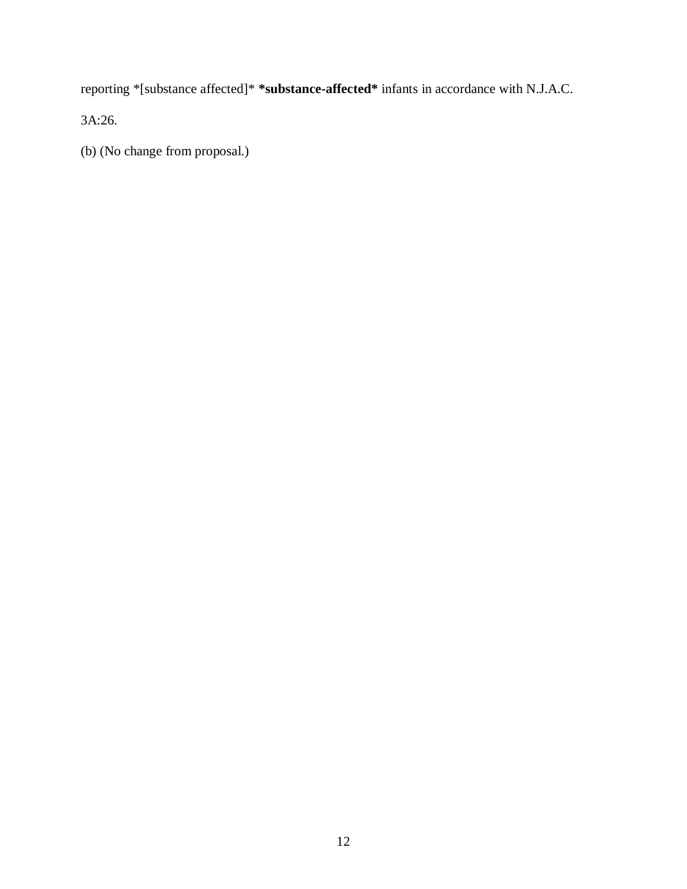reporting *[substance affected]* ***substance-affected*** infants in accordance with N.J.A.C. 3A:26.

(b) (No change from proposal.)